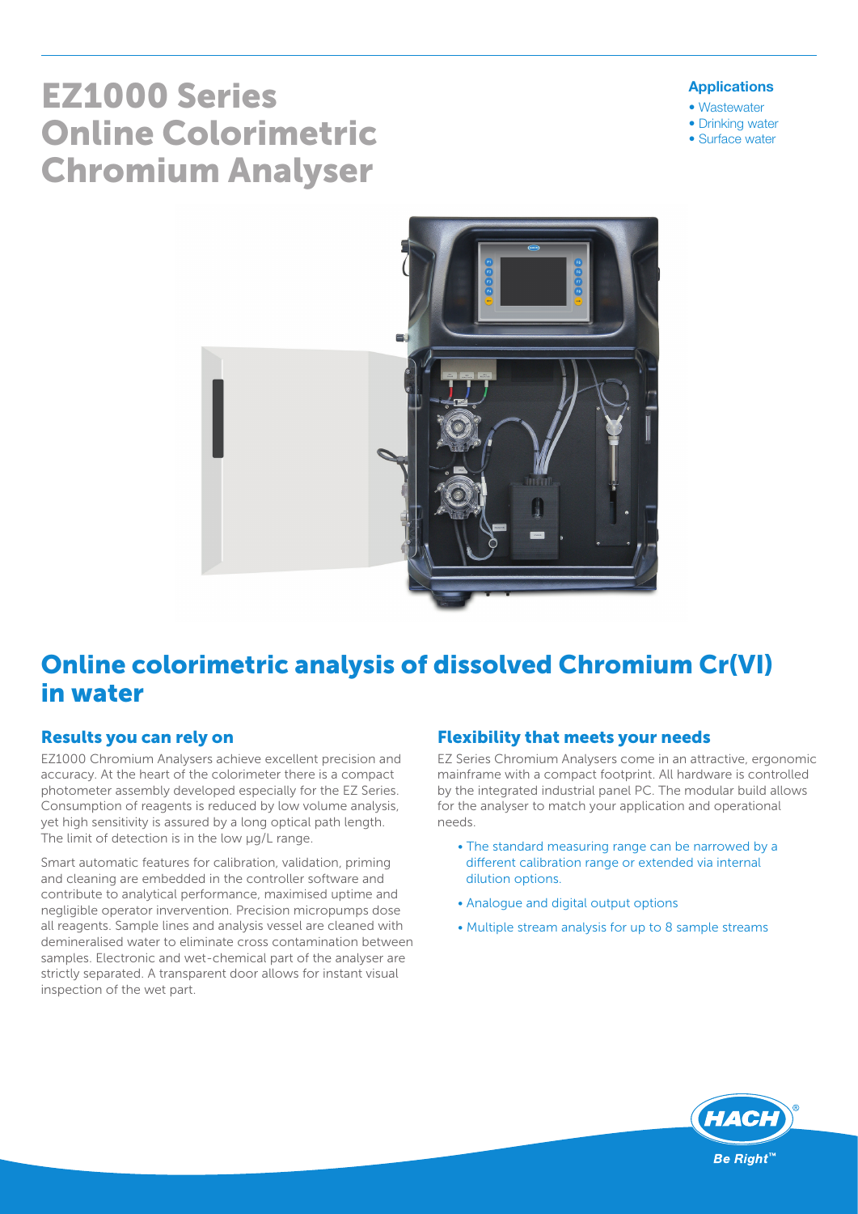# EZ1000 Series Online Colorimetric Chromium Analyser

**Applications**

- Wastewater
- Drinking water
- Surface water

## Online colorimetric analysis of dissolved Chromium Cr(VI) in water

### Results you can rely on

EZ1000 Chromium Analysers achieve excellent precision and accuracy. At the heart of the colorimeter there is a compact photometer assembly developed especially for the EZ Series. Consumption of reagents is reduced by low volume analysis, yet high sensitivity is assured by a long optical path length. The limit of detection is in the low µg/L range.

Smart automatic features for calibration, validation, priming and cleaning are embedded in the controller software and contribute to analytical performance, maximised uptime and negligible operator invervention. Precision micropumps dose all reagents. Sample lines and analysis vessel are cleaned with demineralised water to eliminate cross contamination between samples. Electronic and wet-chemical part of the analyser are strictly separated. A transparent door allows for instant visual inspection of the wet part.

### Flexibility that meets your needs

EZ Series Chromium Analysers come in an attractive, ergonomic mainframe with a compact footprint. All hardware is controlled by the integrated industrial panel PC. The modular build allows for the analyser to match your application and operational needs.

- The standard measuring range can be narrowed by a different calibration range or extended via internal dilution options.
- Analogue and digital output options
- Multiple stream analysis for up to 8 sample streams

HACH® Be Right™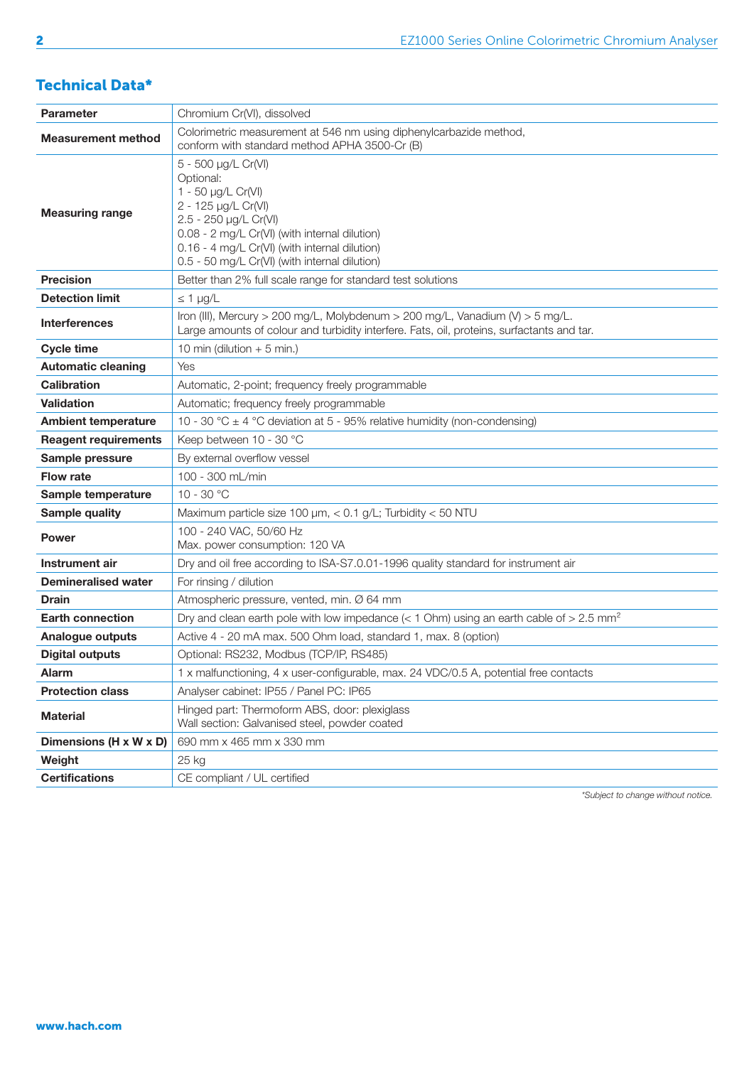## Technical Data*

| Parameter | Chromium Cr(VI), dissolved |
|---|---|
| **Measurement method** | Colorimetric measurement at 546 nm using diphenylcarbazide method, conform with standard method APHA 3500-Cr (B) |
| **Measuring range** | 5 - 500 µg/L Cr(VI)<br>Optional:<br>1 - 50 µg/L Cr(VI)<br>2 - 125 µg/L Cr(VI)<br>2.5 - 250 µg/L Cr(VI)<br>0.08 - 2 mg/L Cr(VI) (with internal dilution)<br>0.16 - 4 mg/L Cr(VI) (with internal dilution)<br>0.5 - 50 mg/L Cr(VI) (with internal dilution) |
| **Precision** | Better than 2% full scale range for standard test solutions |
| **Detection limit** | ≤ 1 µg/L |
| **Interferences** | Iron (III), Mercury > 200 mg/L, Molybdenum > 200 mg/L, Vanadium (V) > 5 mg/L.<br>Large amounts of colour and turbidity interfere. Fats, oil, proteins, surfactants and tar. |
| **Cycle time** | 10 min (dilution + 5 min.) |
| **Automatic cleaning** | Yes |
| **Calibration** | Automatic, 2-point; frequency freely programmable |
| **Validation** | Automatic; frequency freely programmable |
| **Ambient temperature** | 10 - 30 °C ± 4 °C deviation at 5 - 95% relative humidity (non-condensing) |
| **Reagent requirements** | Keep between 10 - 30 °C |
| **Sample pressure** | By external overflow vessel |
| **Flow rate** | 100 - 300 mL/min |
| **Sample temperature** | 10 - 30 °C |
| **Sample quality** | Maximum particle size 100 µm, < 0.1 g/L; Turbidity < 50 NTU |
| **Power** | 100 - 240 VAC, 50/60 Hz<br>Max. power consumption: 120 VA |
| **Instrument air** | Dry and oil free according to ISA-S7.0.01-1996 quality standard for instrument air |
| **Demineralised water** | For rinsing / dilution |
| **Drain** | Atmospheric pressure, vented, min. Ø 64 mm |
| **Earth connection** | Dry and clean earth pole with low impedance (< 1 Ohm) using an earth cable of > 2.5 mm$^2$ |
| **Analogue outputs** | Active 4 - 20 mA max. 500 Ohm load, standard 1, max. 8 (option) |
| **Digital outputs** | Optional: RS232, Modbus (TCP/IP, RS485) |
| **Alarm** | 1 x malfunctioning, 4 x user-configurable, max. 24 VDC/0.5 A, potential free contacts |
| **Protection class** | Analyser cabinet: IP55 / Panel PC: IP65 |
| **Material** | Hinged part: Thermoform ABS, door: plexiglass<br>Wall section: Galvanised steel, powder coated |
| **Dimensions (H x W x D)** | 690 mm x 465 mm x 330 mm |
| **Weight** | 25 kg |
| **Certifications** | CE compliant / UL certified |

*\*Subject to change without notice.*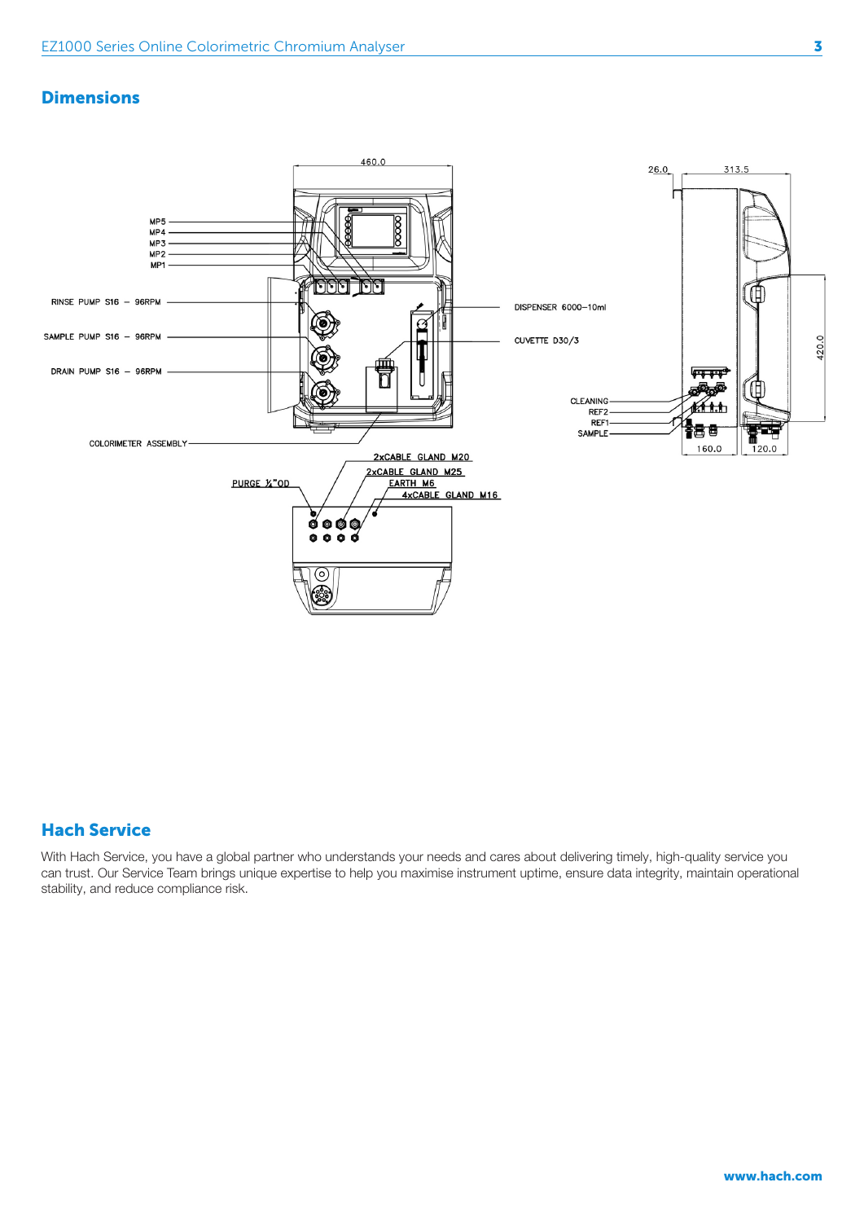## Dimensions

460.0

MP5
MP4
MP3
MP2
MP1

RINSE PUMP S16 – 96RPM

SAMPLE PUMP S16 – 96RPM

DRAIN PUMP S16 – 96RPM

COLORIMETER ASSEMBLY

DISPENSER 6000–10ml

CUVETTE D30/3

26.0

313.5

420.0

CLEANING
REF2
REF1
SAMPLE

160.0

120.0

2xCABLE GLAND M20
2xCABLE GLAND M25
EARTH M6
4xCABLE GLAND M16

PURGE ¼"OD

## Hach Service

With Hach Service, you have a global partner who understands your needs and cares about delivering timely, high-quality service you can trust. Our Service Team brings unique expertise to help you maximise instrument uptime, ensure data integrity, maintain operational stability, and reduce compliance risk.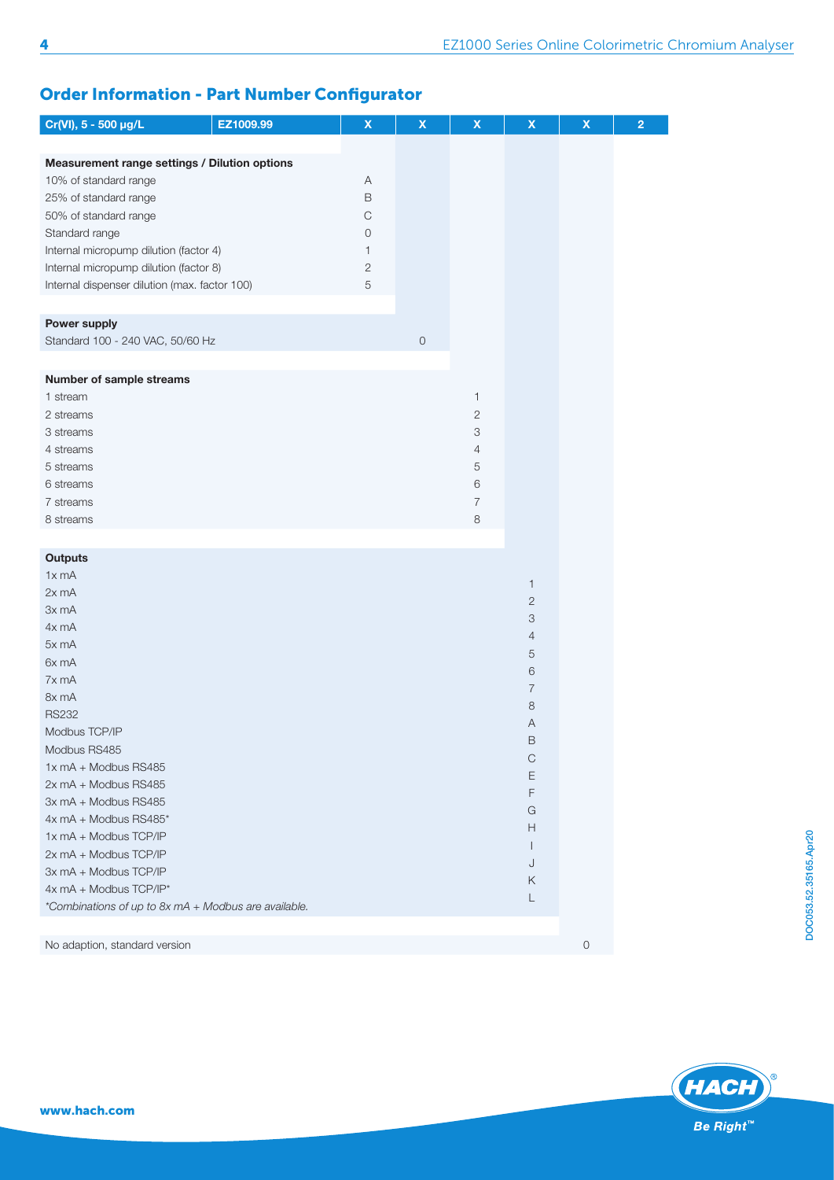## Order Information - Part Number Configurator

| Cr(VI), 5 - 500 µg/L | EZ1009.99 | X | X | X | X | X | 2 |
|---|---|---|---|---|---|---|---|
| **Measurement range settings / Dilution options** | | | | | | | |
| 10% of standard range | | A | | | | | |
| 25% of standard range | | B | | | | | |
| 50% of standard range | | C | | | | | |
| Standard range | | 0 | | | | | |
| Internal micropump dilution (factor 4) | | 1 | | | | | |
| Internal micropump dilution (factor 8) | | 2 | | | | | |
| Internal dispenser dilution (max. factor 100) | | 5 | | | | | |
| **Power supply** | | | | | | | |
| Standard 100 - 240 VAC, 50/60 Hz | | | 0 | | | | |
| **Number of sample streams** | | | | | | | |
| 1 stream | | | | 1 | | | |
| 2 streams | | | | 2 | | | |
| 3 streams | | | | 3 | | | |
| 4 streams | | | | 4 | | | |
| 5 streams | | | | 5 | | | |
| 6 streams | | | | 6 | | | |
| 7 streams | | | | 7 | | | |
| 8 streams | | | | 8 | | | |
| **Outputs** | | | | | | | |
| 1x mA | | | | | 1 | | |
| 2x mA | | | | | 2 | | |
| 3x mA | | | | | 3 | | |
| 4x mA | | | | | 4 | | |
| 5x mA | | | | | 5 | | |
| 6x mA | | | | | 6 | | |
| 7x mA | | | | | 7 | | |
| 8x mA | | | | | 8 | | |
| RS232 | | | | | A | | |
| Modbus TCP/IP | | | | | B | | |
| Modbus RS485 | | | | | C | | |
| 1x mA + Modbus RS485 | | | | | E | | |
| 2x mA + Modbus RS485 | | | | | F | | |
| 3x mA + Modbus RS485 | | | | | G | | |
| 4x mA + Modbus RS485* | | | | | H | | |
| 1x mA + Modbus TCP/IP | | | | | I | | |
| 2x mA + Modbus TCP/IP | | | | | J | | |
| 3x mA + Modbus TCP/IP | | | | | K | | |
| 4x mA + Modbus TCP/IP* | | | | | L | | |
| *Combinations of up to 8x mA + Modbus are available.* | | | | | | | |
| No adaption, standard version | | | | | | 0 | |

DOC053.52.35165.Apr20

www.hach.com